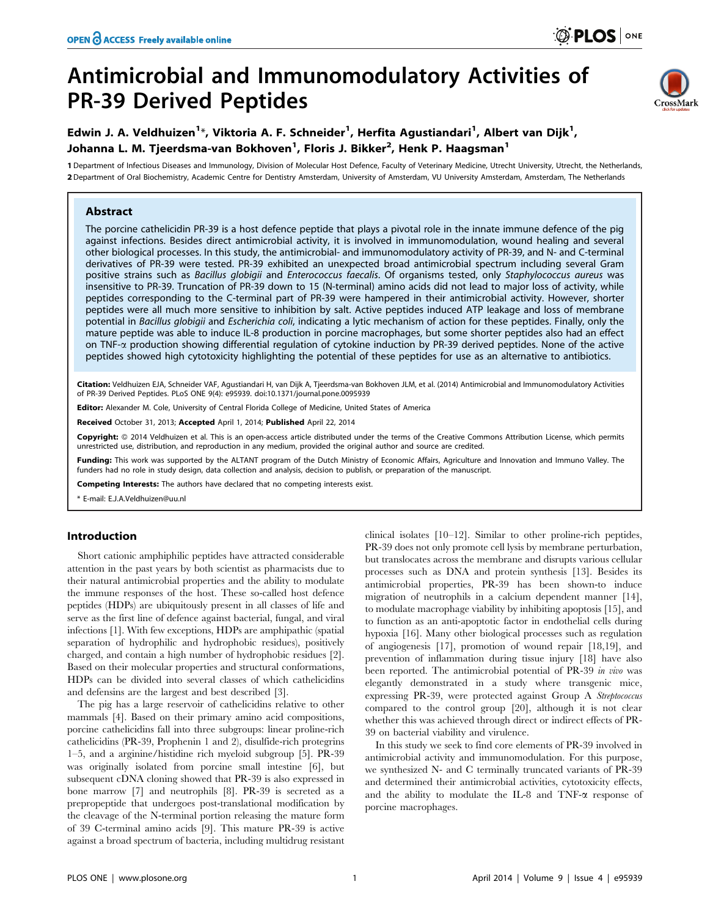# Antimicrobial and Immunomodulatory Activities of PR-39 Derived Peptides

**Edwin J. A. Veldhuizen[1]\*, Viktoria A. F. Schneider[1], Herfita Agustiandari[1], Albert van Dijk[1], Johanna L. M. Tjeerdsma-van Bokhoven[1], Floris J. Bikker[2], Henk P. Haagsman[1]**

1 Department of Infectious Diseases and Immunology, Division of Molecular Host Defence, Faculty of Veterinary Medicine, Utrecht University, Utrecht, the Netherlands, 2 Department of Oral Biochemistry, Academic Centre for Dentistry Amsterdam, University of Amsterdam, VU University Amsterdam, Amsterdam, The Netherlands

## Abstract

The porcine cathelicidin PR-39 is a host defence peptide that plays a pivotal role in the innate immune defence of the pig against infections. Besides direct antimicrobial activity, it is involved in immunomodulation, wound healing and several other biological processes. In this study, the antimicrobial- and immunomodulatory activity of PR-39, and N- and C-terminal derivatives of PR-39 were tested. PR-39 exhibited an unexpected broad antimicrobial spectrum including several Gram positive strains such as *Bacillus globigii* and *Enterococcus faecalis*. Of organisms tested, only *Staphylococcus aureus* was insensitive to PR-39. Truncation of PR-39 down to 15 (N-terminal) amino acids did not lead to major loss of activity, while peptides corresponding to the C-terminal part of PR-39 were hampered in their antimicrobial activity. However, shorter peptides were all much more sensitive to inhibition by salt. Active peptides induced ATP leakage and loss of membrane potential in *Bacillus globigii* and *Escherichia coli*, indicating a lytic mechanism of action for these peptides. Finally, only the mature peptide was able to induce IL-8 production in porcine macrophages, but some shorter peptides also had an effect on TNF-$\alpha$ production showing differential regulation of cytokine induction by PR-39 derived peptides. None of the active peptides showed high cytotoxicity highlighting the potential of these peptides for use as an alternative to antibiotics.

**Citation:** Veldhuizen EJA, Schneider VAF, Agustiandari H, van Dijk A, Tjeerdsma-van Bokhoven JLM, et al. (2014) Antimicrobial and Immunomodulatory Activities of PR-39 Derived Peptides. PLoS ONE 9(4): e95939. doi:10.1371/journal.pone.0095939

**Editor:** Alexander M. Cole, University of Central Florida College of Medicine, United States of America

**Received** October 31, 2013; **Accepted** April 1, 2014; **Published** April 22, 2014

**Copyright:** © 2014 Veldhuizen et al. This is an open-access article distributed under the terms of the Creative Commons Attribution License, which permits unrestricted use, distribution, and reproduction in any medium, provided the original author and source are credited.

**Funding:** This work was supported by the ALTANT program of the Dutch Ministry of Economic Affairs, Agriculture and Innovation and Immuno Valley. The funders had no role in study design, data collection and analysis, decision to publish, or preparation of the manuscript.

**Competing Interests:** The authors have declared that no competing interests exist.

\* E-mail: E.J.A.Veldhuizen@uu.nl

## Introduction

Short cationic amphiphilic peptides have attracted considerable attention in the past years by both scientist as pharmacists due to their natural antimicrobial properties and the ability to modulate the immune responses of the host. These so-called host defence peptides (HDPs) are ubiquitously present in all classes of life and serve as the first line of defence against bacterial, fungal, and viral infections [1]. With few exceptions, HDPs are amphipathic (spatial separation of hydrophilic and hydrophobic residues), positively charged, and contain a high number of hydrophobic residues [2]. Based on their molecular properties and structural conformations, HDPs can be divided into several classes of which cathelicidins and defensins are the largest and best described [3].

The pig has a large reservoir of cathelicidins relative to other mammals [4]. Based on their primary amino acid compositions, porcine cathelicidins fall into three subgroups: linear proline-rich cathelicidins (PR-39, Prophenin 1 and 2), disulfide-rich protegrins 1–5, and a arginine/histidine rich myeloid subgroup [5]. PR-39 was originally isolated from porcine small intestine [6], but subsequent cDNA cloning showed that PR-39 is also expressed in bone marrow [7] and neutrophils [8]. PR-39 is secreted as a prepropeptide that undergoes post-translational modification by the cleavage of the N-terminal portion releasing the mature form of 39 C-terminal amino acids [9]. This mature PR-39 is active against a broad spectrum of bacteria, including multidrug resistant clinical isolates [10–12]. Similar to other proline-rich peptides, PR-39 does not only promote cell lysis by membrane perturbation, but translocates across the membrane and disrupts various cellular processes such as DNA and protein synthesis [13]. Besides its antimicrobial properties, PR-39 has been shown-to induce migration of neutrophils in a calcium dependent manner [14], to modulate macrophage viability by inhibiting apoptosis [15], and to function as an anti-apoptotic factor in endothelial cells during hypoxia [16]. Many other biological processes such as regulation of angiogenesis [17], promotion of wound repair [18,19], and prevention of inflammation during tissue injury [18] have also been reported. The antimicrobial potential of PR-39 *in vivo* was elegantly demonstrated in a study where transgenic mice, expressing PR-39, were protected against Group A *Streptococcus* compared to the control group [20], although it is not clear whether this was achieved through direct or indirect effects of PR-39 on bacterial viability and virulence.

In this study we seek to find core elements of PR-39 involved in antimicrobial activity and immunomodulation. For this purpose, we synthesized N- and C terminally truncated variants of PR-39 and determined their antimicrobial activities, cytotoxicity effects, and the ability to modulate the IL-8 and TNF-$\alpha$ response of porcine macrophages.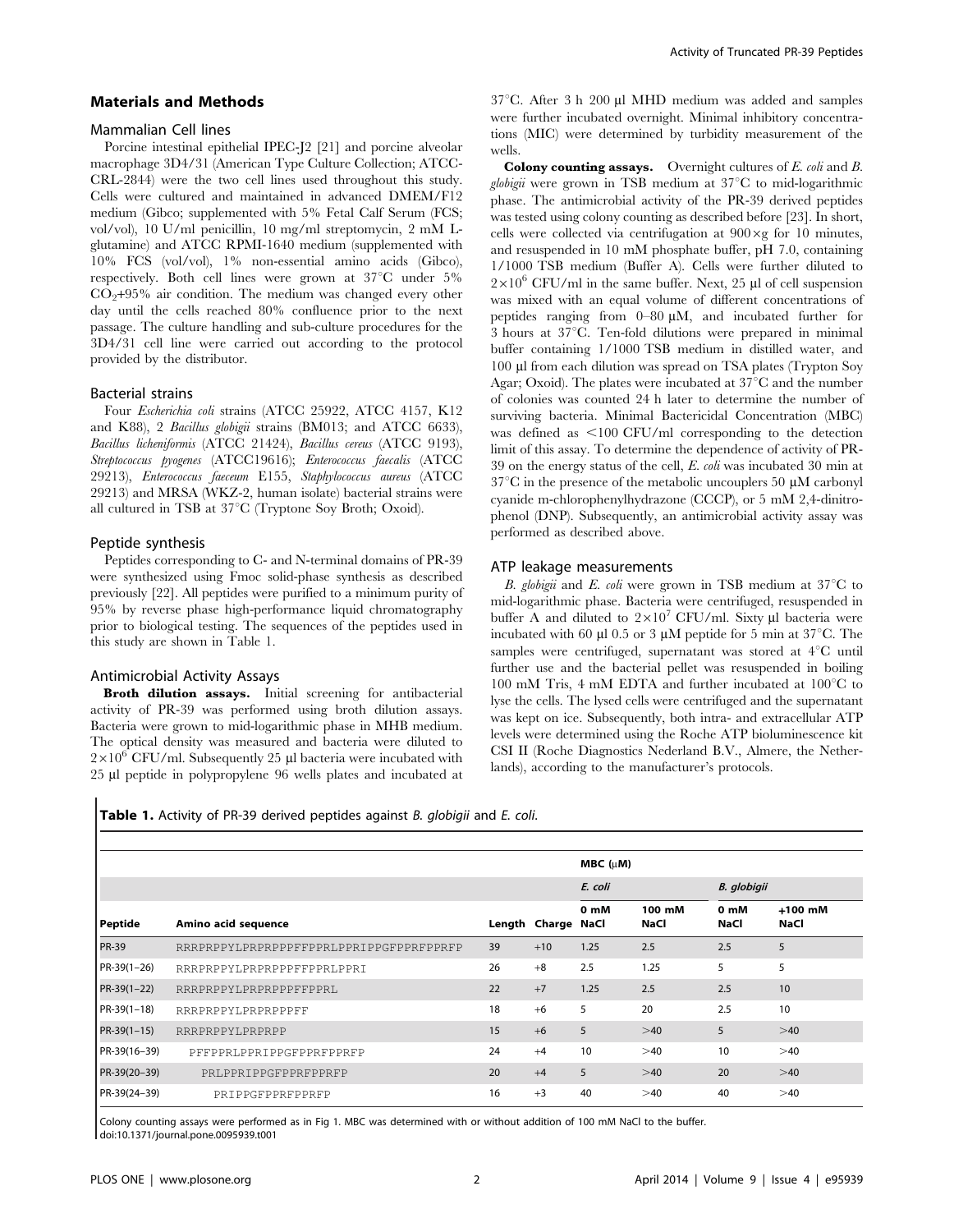## Materials and Methods

### Mammalian Cell lines

Porcine intestinal epithelial IPEC-J2 [21] and porcine alveolar macrophage 3D4/31 (American Type Culture Collection; ATCC-CRL-2844) were the two cell lines used throughout this study. Cells were cultured and maintained in advanced DMEM/F12 medium (Gibco; supplemented with 5% Fetal Calf Serum (FCS; vol/vol), 10 U/ml penicillin, 10 mg/ml streptomycin, 2 mM L-glutamine) and ATCC RPMI-1640 medium (supplemented with 10% FCS (vol/vol), 1% non-essential amino acids (Gibco), respectively. Both cell lines were grown at 37°C under 5% $CO_2$+95% air condition. The medium was changed every other day until the cells reached 80% confluence prior to the next passage. The culture handling and sub-culture procedures for the 3D4/31 cell line were carried out according to the protocol provided by the distributor.

### Bacterial strains

Four *Escherichia coli* strains (ATCC 25922, ATCC 4157, K12 and K88), 2 *Bacillus globigii* strains (BM013; and ATCC 6633), *Bacillus licheniformis* (ATCC 21424), *Bacillus cereus* (ATCC 9193), *Streptococcus pyogenes* (ATCC19616); *Enterococcus faecalis* (ATCC 29213), *Enterococcus faeceum* E155, *Staphylococcus aureus* (ATCC 29213) and MRSA (WKZ-2, human isolate) bacterial strains were all cultured in TSB at 37°C (Tryptone Soy Broth; Oxoid).

### Peptide synthesis

Peptides corresponding to C- and N-terminal domains of PR-39 were synthesized using Fmoc solid-phase synthesis as described previously [22]. All peptides were purified to a minimum purity of 95% by reverse phase high-performance liquid chromatography prior to biological testing. The sequences of the peptides used in this study are shown in Table 1.

### Antimicrobial Activity Assays

**Broth dilution assays.** Initial screening for antibacterial activity of PR-39 was performed using broth dilution assays. Bacteria were grown to mid-logarithmic phase in MHB medium. The optical density was measured and bacteria were diluted to $2\times10^6$ CFU/ml. Subsequently 25 µl bacteria were incubated with 25 µl peptide in polypropylene 96 wells plates and incubated at 37°C. After 3 h 200 µl MHD medium was added and samples were further incubated overnight. Minimal inhibitory concentrations (MIC) were determined by turbidity measurement of the wells.

**Colony counting assays.** Overnight cultures of *E. coli* and *B. globigii* were grown in TSB medium at 37°C to mid-logarithmic phase. The antimicrobial activity of the PR-39 derived peptides was tested using colony counting as described before [23]. In short, cells were collected via centrifugation at 900×g for 10 minutes, and resuspended in 10 mM phosphate buffer, pH 7.0, containing 1/1000 TSB medium (Buffer A). Cells were further diluted to $2\times10^6$ CFU/ml in the same buffer. Next, 25 µl of cell suspension was mixed with an equal volume of different concentrations of peptides ranging from 0–80 µM, and incubated further for 3 hours at 37°C. Ten-fold dilutions were prepared in minimal buffer containing 1/1000 TSB medium in distilled water, and 100 µl from each dilution was spread on TSA plates (Trypton Soy Agar; Oxoid). The plates were incubated at 37°C and the number of colonies was counted 24 h later to determine the number of surviving bacteria. Minimal Bactericidal Concentration (MBC) was defined as <100 CFU/ml corresponding to the detection limit of this assay. To determine the dependence of activity of PR-39 on the energy status of the cell, *E. coli* was incubated 30 min at 37°C in the presence of the metabolic uncouplers 50 µM carbonyl cyanide m-chlorophenylhydrazone (CCCP), or 5 mM 2,4-dinitrophenol (DNP). Subsequently, an antimicrobial activity assay was performed as described above.

### ATP leakage measurements

*B. globigii* and *E. coli* were grown in TSB medium at 37°C to mid-logarithmic phase. Bacteria were centrifuged, resuspended in buffer A and diluted to $2\times10^7$ CFU/ml. Sixty µl bacteria were incubated with 60 µl 0.5 or 3 µM peptide for 5 min at 37°C. The samples were centrifuged, supernatant was stored at 4°C until further use and the bacterial pellet was resuspended in boiling 100 mM Tris, 4 mM EDTA and further incubated at 100°C to lyse the cells. The lysed cells were centrifuged and the supernatant was kept on ice. Subsequently, both intra- and extracellular ATP levels were determined using the Roche ATP bioluminescence kit CSI II (Roche Diagnostics Nederland B.V., Almere, the Netherlands), according to the manufacturer's protocols.

**Table 1.** Activity of PR-39 derived peptides against *B. globigii* and *E. coli.*

| | | | | MBC (µM) | | | |
|---|---|---|---|---|---|---|---|
| | | | | *E. coli* | | *B. globigii* | |
| Peptide | Amino acid sequence | Length | Charge | 0 mM NaCl | 100 mM NaCl | 0 mM NaCl | +100 mM NaCl |
| PR-39 | RRRPRPPYLPRPRPPPFFPPRLPPRIPPGFPPRFPPRFP | 39 | +10 | 1.25 | 2.5 | 2.5 | 5 |
| PR-39(1–26) | RRRPRPPYLPRPRPPPFFPPRLPPRI | 26 | +8 | 2.5 | 1.25 | 5 | 5 |
| PR-39(1–22) | RRRPRPPYLPRPRPPPFFPPRL | 22 | +7 | 1.25 | 2.5 | 2.5 | 10 |
| PR-39(1–18) | RRRPRPPYLPRPRPPPFF | 18 | +6 | 5 | 20 | 2.5 | 10 |
| PR-39(1–15) | RRRPRPPYLPRPRPP | 15 | +6 | 5 | >40 | 5 | >40 |
| PR-39(16–39) | PFFPPRLPPRIPPGFPPRFPPRFP | 24 | +4 | 10 | >40 | 10 | >40 |
| PR-39(20–39) | PRLPPRIPPGFPPRFPPRFP | 20 | +4 | 5 | >40 | 20 | >40 |
| PR-39(24–39) | PRIPPGFPPRFPPRFP | 16 | +3 | 40 | >40 | 40 | >40 |

Colony counting assays were performed as in Fig 1. MBC was determined with or without addition of 100 mM NaCl to the buffer.
doi:10.1371/journal.pone.0095939.t001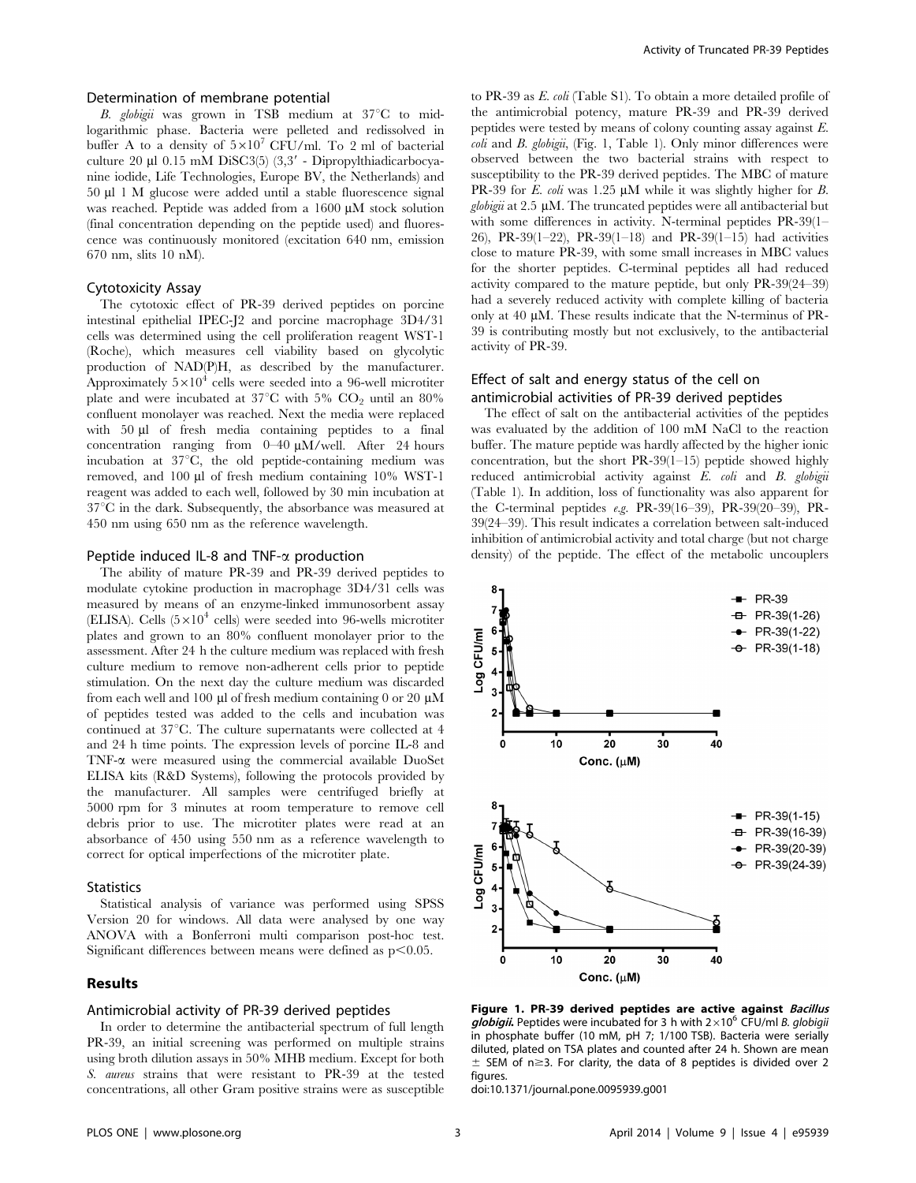### Determination of membrane potential

*B. globigii* was grown in TSB medium at 37°C to mid-logarithmic phase. Bacteria were pelleted and redissolved in buffer A to a density of $5\times10^7$ CFU/ml. To 2 ml of bacterial culture 20 µl 0.15 mM DiSC3(5) (3,3′ - Dipropylthiadicarbocyanine iodide, Life Technologies, Europe BV, the Netherlands) and 50 µl 1 M glucose were added until a stable fluorescence signal was reached. Peptide was added from a 1600 µM stock solution (final concentration depending on the peptide used) and fluorescence was continuously monitored (excitation 640 nm, emission 670 nm, slits 10 nM).

### Cytotoxicity Assay

The cytotoxic effect of PR-39 derived peptides on porcine intestinal epithelial IPEC-J2 and porcine macrophage 3D4/31 cells was determined using the cell proliferation reagent WST-1 (Roche), which measures cell viability based on glycolytic production of NAD(P)H, as described by the manufacturer. Approximately $5\times10^4$ cells were seeded into a 96-well microtiter plate and were incubated at 37°C with 5% $CO_2$ until an 80% confluent monolayer was reached. Next the media were replaced with 50 µl of fresh media containing peptides to a final concentration ranging from 0–40 µM/well. After 24 hours incubation at 37°C, the old peptide-containing medium was removed, and 100 µl of fresh medium containing 10% WST-1 reagent was added to each well, followed by 30 min incubation at 37°C in the dark. Subsequently, the absorbance was measured at 450 nm using 650 nm as the reference wavelength.

### Peptide induced IL-8 and TNF-α production

The ability of mature PR-39 and PR-39 derived peptides to modulate cytokine production in macrophage 3D4/31 cells was measured by means of an enzyme-linked immunosorbent assay (ELISA). Cells ($5\times10^4$ cells) were seeded into 96-wells microtiter plates and grown to an 80% confluent monolayer prior to the assessment. After 24 h the culture medium was replaced with fresh culture medium to remove non-adherent cells prior to peptide stimulation. On the next day the culture medium was discarded from each well and 100 µl of fresh medium containing 0 or 20 µM of peptides tested was added to the cells and incubation was continued at 37°C. The culture supernatants were collected at 4 and 24 h time points. The expression levels of porcine IL-8 and TNF-α were measured using the commercial available DuoSet ELISA kits (R&D Systems), following the protocols provided by the manufacturer. All samples were centrifuged briefly at 5000 rpm for 3 minutes at room temperature to remove cell debris prior to use. The microtiter plates were read at an absorbance of 450 using 550 nm as a reference wavelength to correct for optical imperfections of the microtiter plate.

### Statistics

Statistical analysis of variance was performed using SPSS Version 20 for windows. All data were analysed by one way ANOVA with a Bonferroni multi comparison post-hoc test. Significant differences between means were defined as $p<0.05$.

## Results

### Antimicrobial activity of PR-39 derived peptides

In order to determine the antibacterial spectrum of full length PR-39, an initial screening was performed on multiple strains using broth dilution assays in 50% MHB medium. Except for both *S. aureus* strains that were resistant to PR-39 at the tested concentrations, all other Gram positive strains were as susceptible to PR-39 as *E. coli* (Table S1). To obtain a more detailed profile of the antimicrobial potency, mature PR-39 and PR-39 derived peptides were tested by means of colony counting assay against *E. coli* and *B. globigii*, (Fig. 1, Table 1). Only minor differences were observed between the two bacterial strains with respect to susceptibility to the PR-39 derived peptides. The MBC of mature PR-39 for *E. coli* was 1.25 µM while it was slightly higher for *B. globigii* at 2.5 µM. The truncated peptides were all antibacterial but with some differences in activity. N-terminal peptides PR-39(1–26), PR-39(1–22), PR-39(1–18) and PR-39(1–15) had activities close to mature PR-39, with some small increases in MBC values for the shorter peptides. C-terminal peptides all had reduced activity compared to the mature peptide, but only PR-39(24–39) had a severely reduced activity with complete killing of bacteria only at 40 µM. These results indicate that the N-terminus of PR-39 is contributing mostly but not exclusively, to the antibacterial activity of PR-39.

### Effect of salt and energy status of the cell on antimicrobial activities of PR-39 derived peptides

The effect of salt on the antibacterial activities of the peptides was evaluated by the addition of 100 mM NaCl to the reaction buffer. The mature peptide was hardly affected by the higher ionic concentration, but the short PR-39(1–15) peptide showed highly reduced antimicrobial activity against *E. coli* and *B. globigii* (Table 1). In addition, loss of functionality was also apparent for the C-terminal peptides *e.g.* PR-39(16–39), PR-39(20–39), PR-39(24–39). This result indicates a correlation between salt-induced inhibition of antimicrobial activity and total charge (but not charge density) of the peptide. The effect of the metabolic uncouplers

**Figure 1. PR-39 derived peptides are active against *Bacillus globigii*.** Peptides were incubated for 3 h with $2\times10^6$ CFU/ml *B. globigii* in phosphate buffer (10 mM, pH 7; 1/100 TSB). Bacteria were serially diluted, plated on TSA plates and counted after 24 h. Shown are mean ± SEM of n≥3. For clarity, the data of 8 peptides is divided over 2 figures.
doi:10.1371/journal.pone.0095939.g001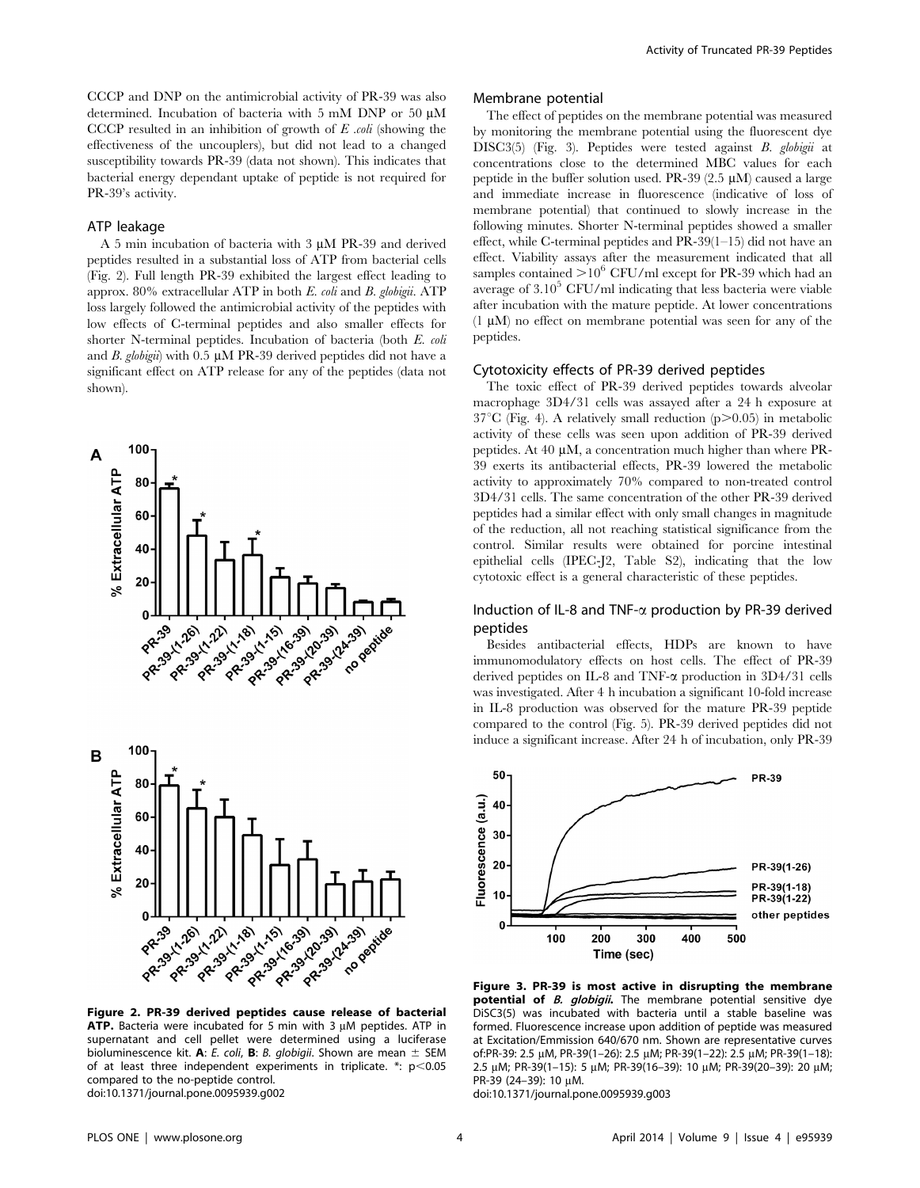CCCP and DNP on the antimicrobial activity of PR-39 was also determined. Incubation of bacteria with 5 mM DNP or 50 μM CCCP resulted in an inhibition of growth of *E .coli* (showing the effectiveness of the uncouplers), but did not lead to a changed susceptibility towards PR-39 (data not shown). This indicates that bacterial energy dependant uptake of peptide is not required for PR-39's activity.

### ATP leakage

A 5 min incubation of bacteria with 3 μM PR-39 and derived peptides resulted in a substantial loss of ATP from bacterial cells (Fig. 2). Full length PR-39 exhibited the largest effect leading to approx. 80% extracellular ATP in both *E. coli* and *B. globigii*. ATP loss largely followed the antimicrobial activity of the peptides with low effects of C-terminal peptides and also smaller effects for shorter N-terminal peptides. Incubation of bacteria (both *E. coli* and *B. globigii*) with 0.5 μM PR-39 derived peptides did not have a significant effect on ATP release for any of the peptides (data not shown).

**Figure 2. PR-39 derived peptides cause release of bacterial ATP.** Bacteria were incubated for 5 min with 3 μM peptides. ATP in supernatant and cell pellet were determined using a luciferase bioluminescence kit. **A**: *E. coli*, **B**: *B. globigii*. Shown are mean ± SEM of at least three independent experiments in triplicate. *: $p<0.05$ compared to the no-peptide control.
doi:10.1371/journal.pone.0095939.g002

### Membrane potential

The effect of peptides on the membrane potential was measured by monitoring the membrane potential using the fluorescent dye DISC3(5) (Fig. 3). Peptides were tested against *B. globigii* at concentrations close to the determined MBC values for each peptide in the buffer solution used. PR-39 (2.5 μM) caused a large and immediate increase in fluorescence (indicative of loss of membrane potential) that continued to slowly increase in the following minutes. Shorter N-terminal peptides showed a smaller effect, while C-terminal peptides and PR-39(1–15) did not have an effect. Viability assays after the measurement indicated that all samples contained $>10^6$ CFU/ml except for PR-39 which had an average of $3.10^5$ CFU/ml indicating that less bacteria were viable after incubation with the mature peptide. At lower concentrations (1 μM) no effect on membrane potential was seen for any of the peptides.

### Cytotoxicity effects of PR-39 derived peptides

The toxic effect of PR-39 derived peptides towards alveolar macrophage 3D4/31 cells was assayed after a 24 h exposure at 37°C (Fig. 4). A relatively small reduction ($p>0.05$) in metabolic activity of these cells was seen upon addition of PR-39 derived peptides. At 40 μM, a concentration much higher than where PR-39 exerts its antibacterial effects, PR-39 lowered the metabolic activity to approximately 70% compared to non-treated control 3D4/31 cells. The same concentration of the other PR-39 derived peptides had a similar effect with only small changes in magnitude of the reduction, all not reaching statistical significance from the control. Similar results were obtained for porcine intestinal epithelial cells (IPEC-J2, Table S2), indicating that the low cytotoxic effect is a general characteristic of these peptides.

### Induction of IL-8 and TNF-α production by PR-39 derived peptides

Besides antibacterial effects, HDPs are known to have immunomodulatory effects on host cells. The effect of PR-39 derived peptides on IL-8 and TNF-α production in 3D4/31 cells was investigated. After 4 h incubation a significant 10-fold increase in IL-8 production was observed for the mature PR-39 peptide compared to the control (Fig. 5). PR-39 derived peptides did not induce a significant increase. After 24 h of incubation, only PR-39

**Figure 3. PR-39 is most active in disrupting the membrane potential of *B. globigii*.** The membrane potential sensitive dye DiSC3(5) was incubated with bacteria until a stable baseline was formed. Fluorescence increase upon addition of peptide was measured at Excitation/Emmission 640/670 nm. Shown are representative curves of:PR-39: 2.5 μM, PR-39(1–26): 2.5 μM; PR-39(1–22): 2.5 μM; PR-39(1–18): 2.5 μM; PR-39(1–15): 5 μM; PR-39(16–39): 10 μM; PR-39(20–39): 20 μM; PR-39 (24–39): 10 μM.
doi:10.1371/journal.pone.0095939.g003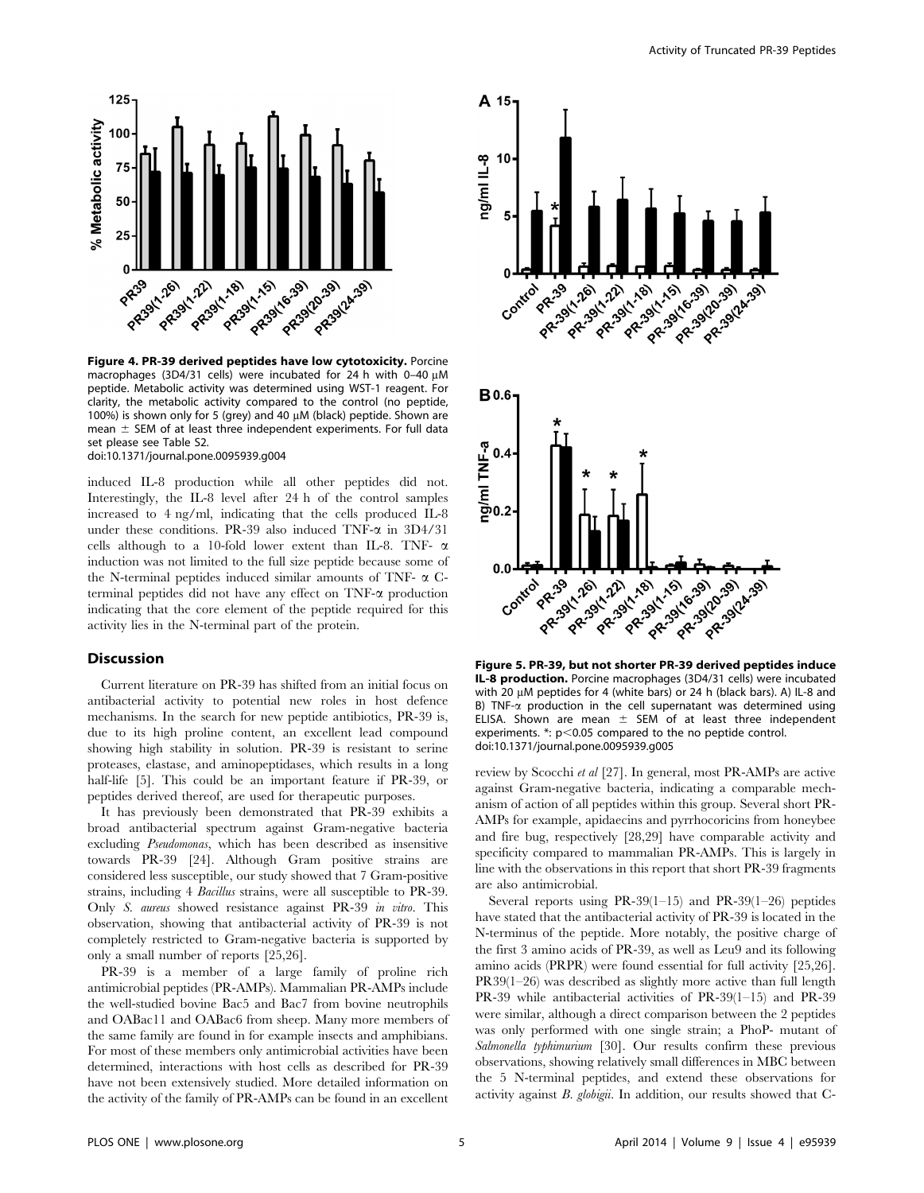**Figure 4. PR-39 derived peptides have low cytotoxicity.** Porcine macrophages (3D4/31 cells) were incubated for 24 h with 0–40 μM peptide. Metabolic activity was determined using WST-1 reagent. For clarity, the metabolic activity compared to the control (no peptide, 100%) is shown only for 5 (grey) and 40 μM (black) peptide. Shown are mean ± SEM of at least three independent experiments. For full data set please see Table S2.
doi:10.1371/journal.pone.0095939.g004

induced IL-8 production while all other peptides did not. Interestingly, the IL-8 level after 24 h of the control samples increased to 4 ng/ml, indicating that the cells produced IL-8 under these conditions. PR-39 also induced TNF-α in 3D4/31 cells although to a 10-fold lower extent than IL-8. TNF- α induction was not limited to the full size peptide because some of the N-terminal peptides induced similar amounts of TNF- α C-terminal peptides did not have any effect on TNF-α production indicating that the core element of the peptide required for this activity lies in the N-terminal part of the protein.

**Figure 5. PR-39, but not shorter PR-39 derived peptides induce IL-8 production.** Porcine macrophages (3D4/31 cells) were incubated with 20 μM peptides for 4 (white bars) or 24 h (black bars). A) IL-8 and B) TNF-α production in the cell supernatant was determined using ELISA. Shown are mean ± SEM of at least three independent experiments. *: $p<0.05$ compared to the no peptide control.
doi:10.1371/journal.pone.0095939.g005

## Discussion

Current literature on PR-39 has shifted from an initial focus on antibacterial activity to potential new roles in host defence mechanisms. In the search for new peptide antibiotics, PR-39 is, due to its high proline content, an excellent lead compound showing high stability in solution. PR-39 is resistant to serine proteases, elastase, and aminopeptidases, which results in a long half-life [5]. This could be an important feature if PR-39, or peptides derived thereof, are used for therapeutic purposes.

It has previously been demonstrated that PR-39 exhibits a broad antibacterial spectrum against Gram-negative bacteria excluding *Pseudomonas*, which has been described as insensitive towards PR-39 [24]. Although Gram positive strains are considered less susceptible, our study showed that 7 Gram-positive strains, including 4 *Bacillus* strains, were all susceptible to PR-39. Only *S. aureus* showed resistance against PR-39 *in vitro*. This observation, showing that antibacterial activity of PR-39 is not completely restricted to Gram-negative bacteria is supported by only a small number of reports [25,26].

PR-39 is a member of a large family of proline rich antimicrobial peptides (PR-AMPs). Mammalian PR-AMPs include the well-studied bovine Bac5 and Bac7 from bovine neutrophils and OABac11 and OABac6 from sheep. Many more members of the same family are found in for example insects and amphibians. For most of these members only antimicrobial activities have been determined, interactions with host cells as described for PR-39 have not been extensively studied. More detailed information on the activity of the family of PR-AMPs can be found in an excellent review by Scocchi *et al* [27]. In general, most PR-AMPs are active against Gram-negative bacteria, indicating a comparable mechanism of action of all peptides within this group. Several short PR-AMPs for example, apidaecins and pyrrhocoricins from honeybee and fire bug, respectively [28,29] have comparable activity and specificity compared to mammalian PR-AMPs. This is largely in line with the observations in this report that short PR-39 fragments are also antimicrobial.

Several reports using PR-39(1–15) and PR-39(1–26) peptides have stated that the antibacterial activity of PR-39 is located in the N-terminus of the peptide. More notably, the positive charge of the first 3 amino acids of PR-39, as well as Leu9 and its following amino acids (PRPR) were found essential for full activity [25,26]. PR39(1–26) was described as slightly more active than full length PR-39 while antibacterial activities of PR-39(1–15) and PR-39 were similar, although a direct comparison between the 2 peptides was only performed with one single strain; a PhoP- mutant of *Salmonella typhimurium* [30]. Our results confirm these previous observations, showing relatively small differences in MBC between the 5 N-terminal peptides, and extend these observations for activity against *B. globigii*. In addition, our results showed that C-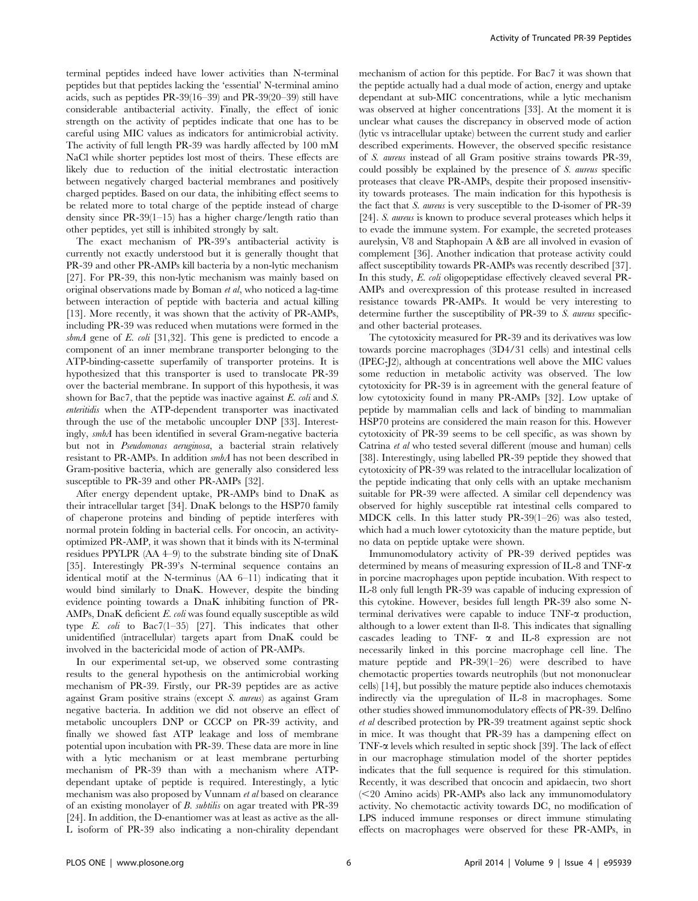terminal peptides indeed have lower activities than N-terminal peptides but that peptides lacking the 'essential' N-terminal amino acids, such as peptides PR-39(16–39) and PR-39(20–39) still have considerable antibacterial activity. Finally, the effect of ionic strength on the activity of peptides indicate that one has to be careful using MIC values as indicators for antimicrobial activity. The activity of full length PR-39 was hardly affected by 100 mM NaCl while shorter peptides lost most of theirs. These effects are likely due to reduction of the initial electrostatic interaction between negatively charged bacterial membranes and positively charged peptides. Based on our data, the inhibiting effect seems to be related more to total charge of the peptide instead of charge density since PR-39(1–15) has a higher charge/length ratio than other peptides, yet still is inhibited strongly by salt.

The exact mechanism of PR-39's antibacterial activity is currently not exactly understood but it is generally thought that PR-39 and other PR-AMPs kill bacteria by a non-lytic mechanism [27]. For PR-39, this non-lytic mechanism was mainly based on original observations made by Boman *et al*, who noticed a lag-time between interaction of peptide with bacteria and actual killing [13]. More recently, it was shown that the activity of PR-AMPs, including PR-39 was reduced when mutations were formed in the *sbmA* gene of *E. coli* [31,32]. This gene is predicted to encode a component of an inner membrane transporter belonging to the ATP-binding-cassette superfamily of transporter proteins. It is hypothesized that this transporter is used to translocate PR-39 over the bacterial membrane. In support of this hypothesis, it was shown for Bac7, that the peptide was inactive against *E. coli* and *S. enteritidis* when the ATP-dependent transporter was inactivated through the use of the metabolic uncoupler DNP [33]. Interestingly, *smbA* has been identified in several Gram-negative bacteria but not in *Pseudomonas aeruginosa*, a bacterial strain relatively resistant to PR-AMPs. In addition *smbA* has not been described in Gram-positive bacteria, which are generally also considered less susceptible to PR-39 and other PR-AMPs [32].

After energy dependent uptake, PR-AMPs bind to DnaK as their intracellular target [34]. DnaK belongs to the HSP70 family of chaperone proteins and binding of peptide interferes with normal protein folding in bacterial cells. For oncocin, an activity-optimized PR-AMP, it was shown that it binds with its N-terminal residues PPYLPR (AA 4–9) to the substrate binding site of DnaK [35]. Interestingly PR-39's N-terminal sequence contains an identical motif at the N-terminus (AA 6–11) indicating that it would bind similarly to DnaK. However, despite the binding evidence pointing towards a DnaK inhibiting function of PR-AMPs, DnaK deficient *E. coli* was found equally susceptible as wild type *E. coli* to Bac7(1–35) [27]. This indicates that other unidentified (intracellular) targets apart from DnaK could be involved in the bactericidal mode of action of PR-AMPs.

In our experimental set-up, we observed some contrasting results to the general hypothesis on the antimicrobial working mechanism of PR-39. Firstly, our PR-39 peptides are as active against Gram positive strains (except *S. aureus*) as against Gram negative bacteria. In addition we did not observe an effect of metabolic uncouplers DNP or CCCP on PR-39 activity, and finally we showed fast ATP leakage and loss of membrane potential upon incubation with PR-39. These data are more in line with a lytic mechanism or at least membrane perturbing mechanism of PR-39 than with a mechanism where ATP-dependant uptake of peptide is required. Interestingly, a lytic mechanism was also proposed by Vunnam *et al* based on clearance of an existing monolayer of *B. subtilis* on agar treated with PR-39 [24]. In addition, the D-enantiomer was at least as active as the all-L isoform of PR-39 also indicating a non-chirality dependant mechanism of action for this peptide. For Bac7 it was shown that the peptide actually had a dual mode of action, energy and uptake dependant at sub-MIC concentrations, while a lytic mechanism was observed at higher concentrations [33]. At the moment it is unclear what causes the discrepancy in observed mode of action (lytic vs intracellular uptake) between the current study and earlier described experiments. However, the observed specific resistance of *S. aureus* instead of all Gram positive strains towards PR-39, could possibly be explained by the presence of *S. aureus* specific proteases that cleave PR-AMPs, despite their proposed insensitivity towards proteases. The main indication for this hypothesis is the fact that *S. aureus* is very susceptible to the D-isomer of PR-39 [24]. *S. aureus* is known to produce several proteases which helps it to evade the immune system. For example, the secreted proteases aurelysin, V8 and Staphopain A &B are all involved in evasion of complement [36]. Another indication that protease activity could affect susceptibility towards PR-AMPs was recently described [37]. In this study, *E. coli* oligopeptidase effectively cleaved several PR-AMPs and overexpression of this protease resulted in increased resistance towards PR-AMPs. It would be very interesting to determine further the susceptibility of PR-39 to *S. aureus* specific- and other bacterial proteases.

The cytotoxicity measured for PR-39 and its derivatives was low towards porcine macrophages (3D4/31 cells) and intestinal cells (IPEC-J2), although at concentrations well above the MIC values some reduction in metabolic activity was observed. The low cytotoxicity for PR-39 is in agreement with the general feature of low cytotoxicity found in many PR-AMPs [32]. Low uptake of peptide by mammalian cells and lack of binding to mammalian HSP70 proteins are considered the main reason for this. However cytotoxicity of PR-39 seems to be cell specific, as was shown by Catrina *et al* who tested several different (mouse and human) cells [38]. Interestingly, using labelled PR-39 peptide they showed that cytotoxicity of PR-39 was related to the intracellular localization of the peptide indicating that only cells with an uptake mechanism suitable for PR-39 were affected. A similar cell dependency was observed for highly susceptible rat intestinal cells compared to MDCK cells. In this latter study PR-39(1–26) was also tested, which had a much lower cytotoxicity than the mature peptide, but no data on peptide uptake were shown.

Immunomodulatory activity of PR-39 derived peptides was determined by means of measuring expression of IL-8 and TNF-$\alpha$ in porcine macrophages upon peptide incubation. With respect to IL-8 only full length PR-39 was capable of inducing expression of this cytokine. However, besides full length PR-39 also some N-terminal derivatives were capable to induce TNF-$\alpha$ production, although to a lower extent than Il-8. This indicates that signalling cascades leading to TNF- $\alpha$ and IL-8 expression are not necessarily linked in this porcine macrophage cell line. The mature peptide and PR-39(1–26) were described to have chemotactic properties towards neutrophils (but not mononuclear cells) [14], but possibly the mature peptide also induces chemotaxis indirectly via the upregulation of IL-8 in macrophages. Some other studies showed immunomodulatory effects of PR-39. Delfino *et al* described protection by PR-39 treatment against septic shock in mice. It was thought that PR-39 has a dampening effect on TNF-$\alpha$ levels which resulted in septic shock [39]. The lack of effect in our macrophage stimulation model of the shorter peptides indicates that the full sequence is required for this stimulation. Recently, it was described that oncocin and apidaecin, two short (<20 Amino acids) PR-AMPs also lack any immunomodulatory activity. No chemotactic activity towards DC, no modification of LPS induced immune responses or direct immune stimulating effects on macrophages were observed for these PR-AMPs, in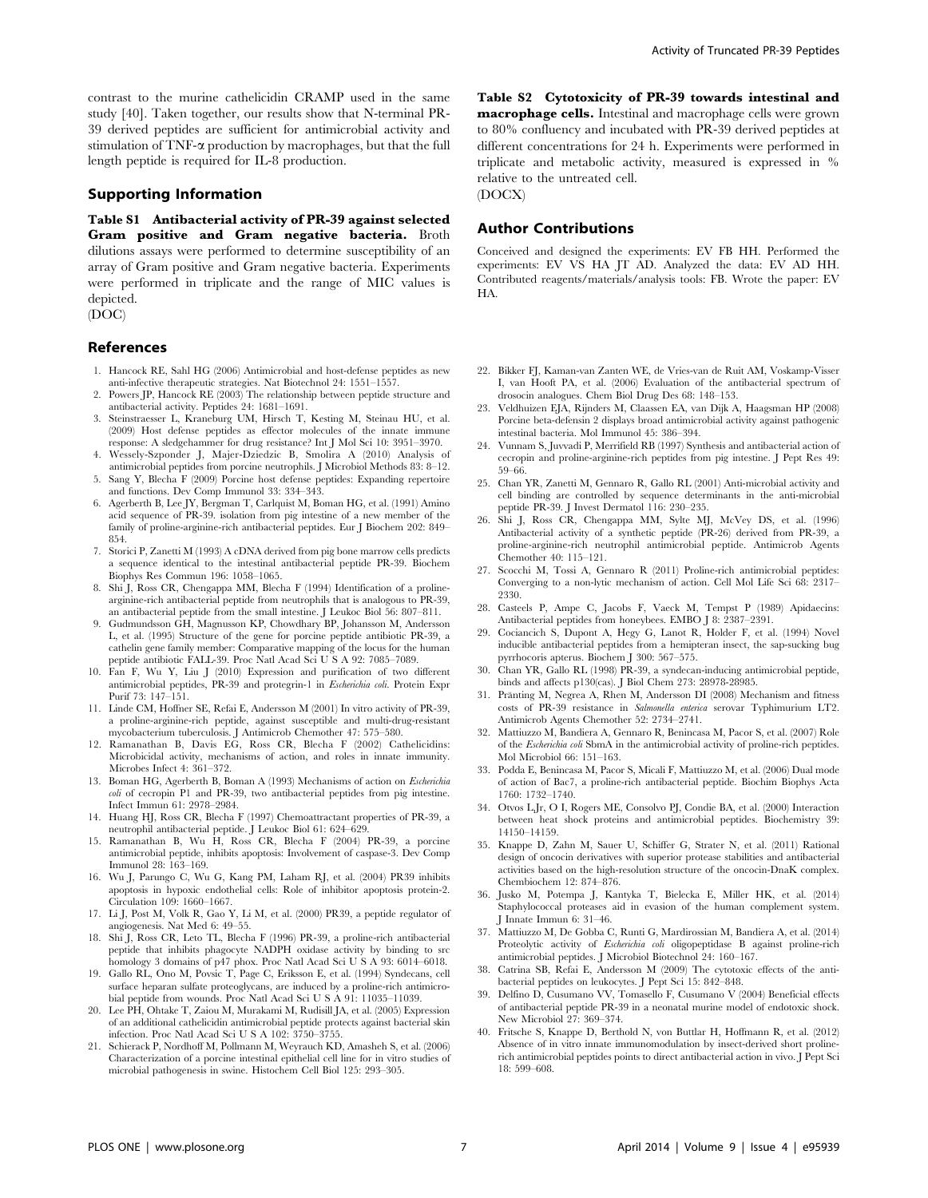contrast to the murine cathelicidin CRAMP used in the same study [40]. Taken together, our results show that N-terminal PR-39 derived peptides are sufficient for antimicrobial activity and stimulation of TNF-α production by macrophages, but that the full length peptide is required for IL-8 production.

## Supporting Information

**Table S1 Antibacterial activity of PR-39 against selected Gram positive and Gram negative bacteria.** Broth dilutions assays were performed to determine susceptibility of an array of Gram positive and Gram negative bacteria. Experiments were performed in triplicate and the range of MIC values is depicted.
(DOC)

**Table S2 Cytotoxicity of PR-39 towards intestinal and macrophage cells.** Intestinal and macrophage cells were grown to 80% confluency and incubated with PR-39 derived peptides at different concentrations for 24 h. Experiments were performed in triplicate and metabolic activity, measured is expressed in % relative to the untreated cell.
(DOCX)

## Author Contributions

Conceived and designed the experiments: EV FB HH. Performed the experiments: EV VS HA JT AD. Analyzed the data: EV AD HH. Contributed reagents/materials/analysis tools: FB. Wrote the paper: EV HA.

## References

1. Hancock RE, Sahl HG (2006) Antimicrobial and host-defense peptides as new anti-infective therapeutic strategies. Nat Biotechnol 24: 1551–1557.
2. Powers JP, Hancock RE (2003) The relationship between peptide structure and antibacterial activity. Peptides 24: 1681–1691.
3. Steinstraesser L, Kraneburg UM, Hirsch T, Kesting M, Steinau HU, et al. (2009) Host defense peptides as effector molecules of the innate immune response: A sledgehammer for drug resistance? Int J Mol Sci 10: 3951–3970.
4. Wessely-Szponder J, Majer-Dziedzic B, Smolira A (2010) Analysis of antimicrobial peptides from porcine neutrophils. J Microbiol Methods 83: 8–12.
5. Sang Y, Blecha F (2009) Porcine host defense peptides: Expanding repertoire and functions. Dev Comp Immunol 33: 334–343.
6. Agerberth B, Lee JY, Bergman T, Carlquist M, Boman HG, et al. (1991) Amino acid sequence of PR-39. isolation from pig intestine of a new member of the family of proline-arginine-rich antibacterial peptides. Eur J Biochem 202: 849–854.
7. Storici P, Zanetti M (1993) A cDNA derived from pig bone marrow cells predicts a sequence identical to the intestinal antibacterial peptide PR-39. Biochem Biophys Res Commun 196: 1058–1065.
8. Shi J, Ross CR, Chengappa MM, Blecha F (1994) Identification of a proline-arginine-rich antibacterial peptide from neutrophils that is analogous to PR-39, an antibacterial peptide from the small intestine. J Leukoc Biol 56: 807–811.
9. Gudmundsson GH, Magnusson KP, Chowdhary BP, Johansson M, Andersson L, et al. (1995) Structure of the gene for porcine peptide antibiotic PR-39, a cathelin gene family member: Comparative mapping of the locus for the human peptide antibiotic FALL-39. Proc Natl Acad Sci U S A 92: 7085–7089.
10. Fan F, Wu Y, Liu J (2010) Expression and purification of two different antimicrobial peptides, PR-39 and protegrin-1 in *Escherichia coli*. Protein Expr Purif 73: 147–151.
11. Linde CM, Hoffner SE, Refai E, Andersson M (2001) In vitro activity of PR-39, a proline-arginine-rich peptide, against susceptible and multi-drug-resistant mycobacterium tuberculosis. J Antimicrob Chemother 47: 575–580.
12. Ramanathan B, Davis EG, Ross CR, Blecha F (2002) Cathelicidins: Microbicidal activity, mechanisms of action, and roles in innate immunity. Microbes Infect 4: 361–372.
13. Boman HG, Agerberth B, Boman A (1993) Mechanisms of action on *Escherichia coli* of cecropin P1 and PR-39, two antibacterial peptides from pig intestine. Infect Immun 61: 2978–2984.
14. Huang HJ, Ross CR, Blecha F (1997) Chemoattractant properties of PR-39, a neutrophil antibacterial peptide. J Leukoc Biol 61: 624–629.
15. Ramanathan B, Wu H, Ross CR, Blecha F (2004) PR-39, a porcine antimicrobial peptide, inhibits apoptosis: Involvement of caspase-3. Dev Comp Immunol 28: 163–169.
16. Wu J, Parungo C, Wu G, Kang PM, Laham RJ, et al. (2004) PR39 inhibits apoptosis in hypoxic endothelial cells: Role of inhibitor apoptosis protein-2. Circulation 109: 1660–1667.
17. Li J, Post M, Volk R, Gao Y, Li M, et al. (2000) PR39, a peptide regulator of angiogenesis. Nat Med 6: 49–55.
18. Shi J, Ross CR, Leto TL, Blecha F (1996) PR-39, a proline-rich antibacterial peptide that inhibits phagocyte NADPH oxidase activity by binding to src homology 3 domains of p47 phox. Proc Natl Acad Sci U S A 93: 6014–6018.
19. Gallo RL, Ono M, Povsic T, Page C, Eriksson E, et al. (1994) Syndecans, cell surface heparan sulfate proteoglycans, are induced by a proline-rich antimicrobial peptide from wounds. Proc Natl Acad Sci U S A 91: 11035–11039.
20. Lee PH, Ohtake T, Zaiou M, Murakami M, Rudisill JA, et al. (2005) Expression of an additional cathelicidin antimicrobial peptide protects against bacterial skin infection. Proc Natl Acad Sci U S A 102: 3750–3755.
21. Schierack P, Nordhoff M, Pollmann M, Weyrauch KD, Amasheh S, et al. (2006) Characterization of a porcine intestinal epithelial cell line for in vitro studies of microbial pathogenesis in swine. Histochem Cell Biol 125: 293–305.
22. Bikker FJ, Kaman-van Zanten WE, de Vries-van de Ruit AM, Voskamp-Visser I, van Hooft PA, et al. (2006) Evaluation of the antibacterial spectrum of drosocin analogues. Chem Biol Drug Des 68: 148–153.
23. Veldhuizen EJA, Rijnders M, Claassen EA, van Dijk A, Haagsman HP (2008) Porcine beta-defensin 2 displays broad antimicrobial activity against pathogenic intestinal bacteria. Mol Immunol 45: 386–394.
24. Vunnam S, Juvvadi P, Merrifield RB (1997) Synthesis and antibacterial action of cecropin and proline-arginine-rich peptides from pig intestine. J Pept Res 49: 59–66.
25. Chan YR, Zanetti M, Gennaro R, Gallo RL (2001) Anti-microbial activity and cell binding are controlled by sequence determinants in the anti-microbial peptide PR-39. J Invest Dermatol 116: 230–235.
26. Shi J, Ross CR, Chengappa MM, Sylte MJ, McVey DS, et al. (1996) Antibacterial activity of a synthetic peptide (PR-26) derived from PR-39, a proline-arginine-rich neutrophil antimicrobial peptide. Antimicrob Agents Chemother 40: 115–121.
27. Scocchi M, Tossi A, Gennaro R (2011) Proline-rich antimicrobial peptides: Converging to a non-lytic mechanism of action. Cell Mol Life Sci 68: 2317–2330.
28. Casteels P, Ampe C, Jacobs F, Vaeck M, Tempst P (1989) Apidaecins: Antibacterial peptides from honeybees. EMBO J 8: 2387–2391.
29. Cociancich S, Dupont A, Hegy G, Lanot R, Holder F, et al. (1994) Novel inducible antibacterial peptides from a hemipteran insect, the sap-sucking bug pyrrhocoris apterus. Biochem J 300: 567–575.
30. Chan YR, Gallo RL (1998) PR-39, a syndecan-inducing antimicrobial peptide, binds and affects p130(cas). J Biol Chem 273: 28978-28985.
31. Pränting M, Negrea A, Rhen M, Andersson DI (2008) Mechanism and fitness costs of PR-39 resistance in *Salmonella enterica* serovar Typhimurium LT2. Antimicrob Agents Chemother 52: 2734–2741.
32. Mattiuzzo M, Bandiera A, Gennaro R, Benincasa M, Pacor S, et al. (2007) Role of the *Escherichia coli* SbmA in the antimicrobial activity of proline-rich peptides. Mol Microbiol 66: 151–163.
33. Podda E, Benincasa M, Pacor S, Micali F, Mattiuzzo M, et al. (2006) Dual mode of action of Bac7, a proline-rich antibacterial peptide. Biochim Biophys Acta 1760: 1732–1740.
34. Otvos L,Jr, O I, Rogers ME, Consolvo PJ, Condie BA, et al. (2000) Interaction between heat shock proteins and antimicrobial peptides. Biochemistry 39: 14150–14159.
35. Knappe D, Zahn M, Sauer U, Schiffer G, Strater N, et al. (2011) Rational design of oncocin derivatives with superior protease stabilities and antibacterial activities based on the high-resolution structure of the oncocin-DnaK complex. Chembiochem 12: 874–876.
36. Jusko M, Potempa J, Kantyka T, Bielecka E, Miller HK, et al. (2014) Staphylococcal proteases aid in evasion of the human complement system. J Innate Immun 6: 31–46.
37. Mattiuzzo M, De Gobba C, Runti G, Mardirossian M, Bandiera A, et al. (2014) Proteolytic activity of *Escherichia coli* oligopeptidase B against proline-rich antimicrobial peptides. J Microbiol Biotechnol 24: 160–167.
38. Catrina SB, Refai E, Andersson M (2009) The cytotoxic effects of the antibacterial peptides on leukocytes. J Pept Sci 15: 842–848.
39. Delfino D, Cusumano VV, Tomasello F, Cusumano V (2004) Beneficial effects of antibacterial peptide PR-39 in a neonatal murine model of endotoxic shock. New Microbiol 27: 369–374.
40. Fritsche S, Knappe D, Berthold N, von Buttlar H, Hoffmann R, et al. (2012) Absence of in vitro innate immunomodulation by insect-derived short proline-rich antimicrobial peptides points to direct antibacterial action in vivo. J Pept Sci 18: 599–608.